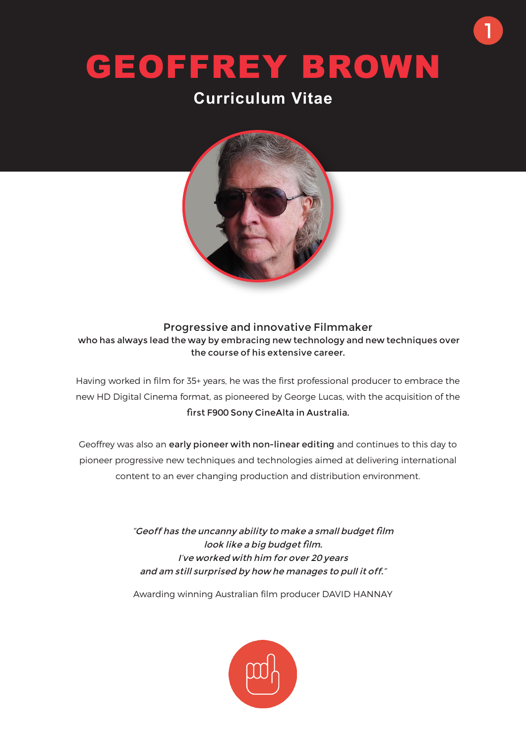# GEOFFREY BROWN

## Curriculum Vitae

**Progressive and innovative Filmmaker**
**who has always lead the way by embracing new technology and new techniques over the course of his extensive career.**

Having worked in film for 35+ years, he was the first professional producer to embrace the new HD Digital Cinema format, as pioneered by George Lucas, with the acquisition of the **first F900 Sony CineAlta in Australia.**

Geoffrey was also an **early pioneer with non-linear editing** and continues to this day to pioneer progressive new techniques and technologies aimed at delivering international content to an ever changing production and distribution environment.

*"Geoff has the uncanny ability to make a small budget film look like a big budget film.*
*I've worked with him for over 20 years and am still surprised by how he manages to pull it off."*

Awarding winning Australian film producer DAVID HANNAY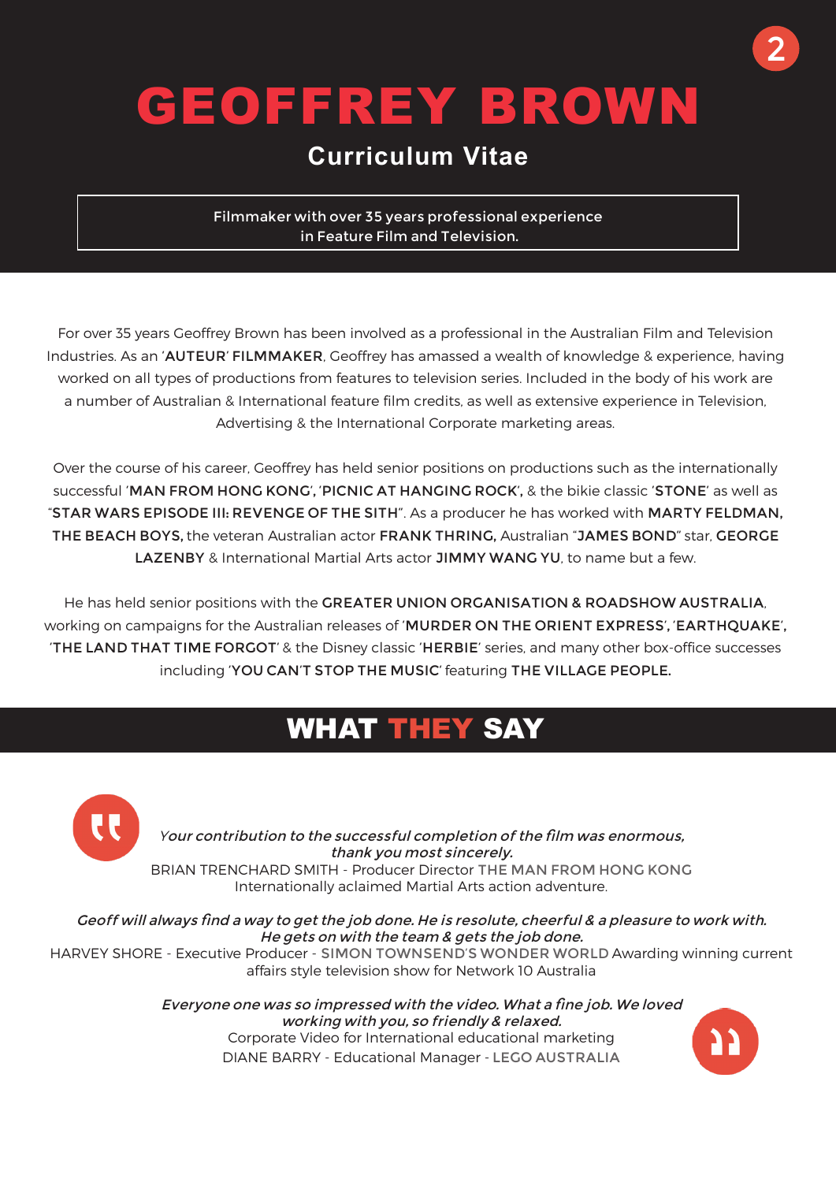# GEOFFREY BROWN

## Curriculum Vitae

Filmmaker with over 35 years professional experience
in Feature Film and Television.

For over 35 years Geoffrey Brown has been involved as a professional in the Australian Film and Television Industries. As an '**AUTEUR**' **FILMMAKER**, Geoffrey has amassed a wealth of knowledge & experience, having worked on all types of productions from features to television series. Included in the body of his work are a number of Australian & International feature film credits, as well as extensive experience in Television, Advertising & the International Corporate marketing areas.

Over the course of his career, Geoffrey has held senior positions on productions such as the internationally successful '**MAN FROM HONG KONG**', '**PICNIC AT HANGING ROCK**', & the bikie classic '**STONE**' as well as "**STAR WARS EPISODE III: REVENGE OF THE SITH**". As a producer he has worked with **MARTY FELDMAN, THE BEACH BOYS,** the veteran Australian actor **FRANK THRING,** Australian "**JAMES BOND**" star, **GEORGE LAZENBY** & International Martial Arts actor **JIMMY WANG YU**, to name but a few.

He has held senior positions with the **GREATER UNION ORGANISATION & ROADSHOW AUSTRALIA**, working on campaigns for the Australian releases of '**MURDER ON THE ORIENT EXPRESS**', '**EARTHQUAKE**', '**THE LAND THAT TIME FORGOT**' & the Disney classic '**HERBIE**' series, and many other box-office successes including '**YOU CAN'T STOP THE MUSIC**' featuring **THE VILLAGE PEOPLE.**

## WHAT THEY SAY

*Your contribution to the successful completion of the film was enormous, thank you most sincerely.*
BRIAN TRENCHARD SMITH - Producer Director THE MAN FROM HONG KONG
Internationally aclaimed Martial Arts action adventure.

*Geoff will always find a way to get the job done. He is resolute, cheerful & a pleasure to work with. He gets on with the team & gets the job done.*
HARVEY SHORE - Executive Producer - SIMON TOWNSEND'S WONDER WORLD Awarding winning current affairs style television show for Network 10 Australia

*Everyone one was so impressed with the video. What a fine job. We loved working with you, so friendly & relaxed.*
Corporate Video for International educational marketing
DIANE BARRY - Educational Manager - LEGO AUSTRALIA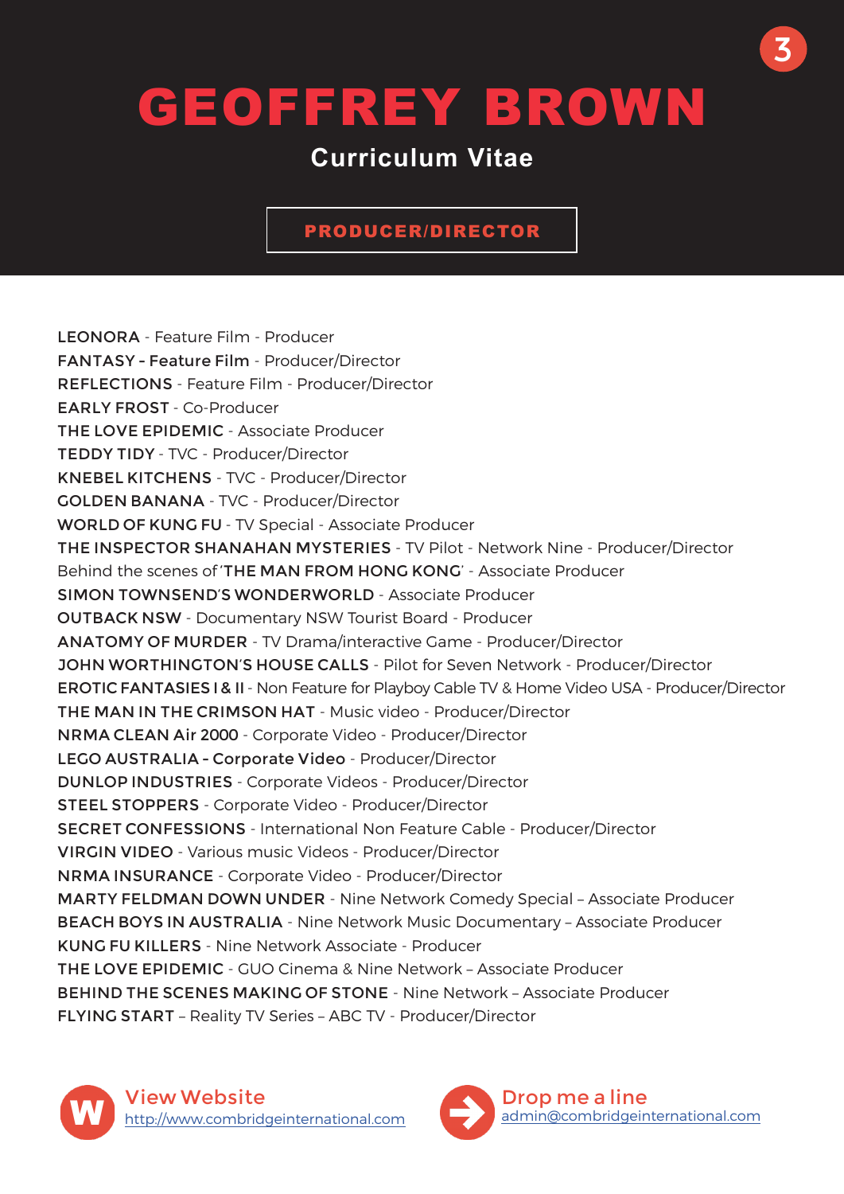# GEOFFREY BROWN

## Curriculum Vitae

### PRODUCER/DIRECTOR

**LEONORA** - Feature Film - Producer
**FANTASY - Feature Film** - Producer/Director
**REFLECTIONS** - Feature Film - Producer/Director
**EARLY FROST** - Co-Producer
**THE LOVE EPIDEMIC** - Associate Producer
**TEDDY TIDY** - TVC - Producer/Director
**KNEBEL KITCHENS** - TVC - Producer/Director
**GOLDEN BANANA** - TVC - Producer/Director
**WORLD OF KUNG FU** - TV Special - Associate Producer
**THE INSPECTOR SHANAHAN MYSTERIES** - TV Pilot - Network Nine - Producer/Director
Behind the scenes of '**THE MAN FROM HONG KONG**' - Associate Producer
**SIMON TOWNSEND'S WONDERWORLD** - Associate Producer
**OUTBACK NSW** - Documentary NSW Tourist Board - Producer
**ANATOMY OF MURDER** - TV Drama/interactive Game - Producer/Director
**JOHN WORTHINGTON'S HOUSE CALLS** - Pilot for Seven Network - Producer/Director
**EROTIC FANTASIES I & II** - Non Feature for Playboy Cable TV & Home Video USA - Producer/Director
**THE MAN IN THE CRIMSON HAT** - Music video - Producer/Director
**NRMA CLEAN Air 2000** - Corporate Video - Producer/Director
**LEGO AUSTRALIA - Corporate Video** - Producer/Director
**DUNLOP INDUSTRIES** - Corporate Videos - Producer/Director
**STEEL STOPPERS** - Corporate Video - Producer/Director
**SECRET CONFESSIONS** - International Non Feature Cable - Producer/Director
**VIRGIN VIDEO** - Various music Videos - Producer/Director
**NRMA INSURANCE** - Corporate Video - Producer/Director
**MARTY FELDMAN DOWN UNDER** - Nine Network Comedy Special – Associate Producer
**BEACH BOYS IN AUSTRALIA** - Nine Network Music Documentary – Associate Producer
**KUNG FU KILLERS** - Nine Network Associate - Producer
**THE LOVE EPIDEMIC** - GUO Cinema & Nine Network – Associate Producer
**BEHIND THE SCENES MAKING OF STONE** - Nine Network – Associate Producer
**FLYING START** – Reality TV Series – ABC TV - Producer/Director

**View Website**
http://www.combridgeinternational.com

**Drop me a line**
admin@combridgeinternational.com